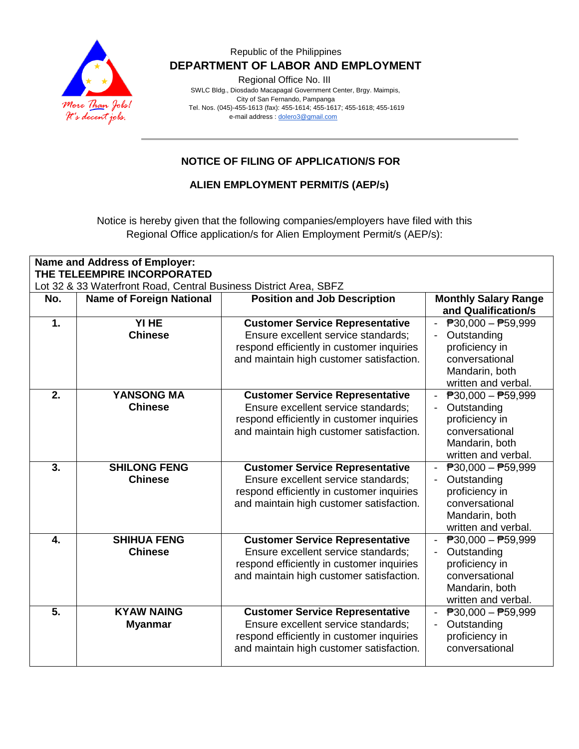Republic of the Philippines

**DEPARTMENT OF LABOR AND EMPLOYMENT**

Regional Office No. III

SWLC Bldg., Diosdado Macapagal Government Center, Brgy. Maimpis,
City of San Fernando, Pampanga
Tel. Nos. (045)-455-1613 (fax): 455-1614; 455-1617; 455-1618; 455-1619
e-mail address : dolero3@gmail.com

## NOTICE OF FILING OF APPLICATION/S FOR

## ALIEN EMPLOYMENT PERMIT/S (AEP/s)

Notice is hereby given that the following companies/employers have filed with this Regional Office application/s for Alien Employment Permit/s (AEP/s):

**Name and Address of Employer:**
**THE TELEEMPIRE INCORPORATED**
Lot 32 & 33 Waterfront Road, Central Business District Area, SBFZ

| No. | Name of Foreign National | Position and Job Description | Monthly Salary Range and Qualification/s |
|---|---|---|---|
| **1.** | **YI HE**<br>**Chinese** | **Customer Service Representative**<br>Ensure excellent service standards; respond efficiently in customer inquiries and maintain high customer satisfaction. | - ₱30,000 – ₱59,999<br>- Outstanding proficiency in conversational Mandarin, both written and verbal. |
| **2.** | **YANSONG MA**<br>**Chinese** | **Customer Service Representative**<br>Ensure excellent service standards; respond efficiently in customer inquiries and maintain high customer satisfaction. | - ₱30,000 – ₱59,999<br>- Outstanding proficiency in conversational Mandarin, both written and verbal. |
| **3.** | **SHILONG FENG**<br>**Chinese** | **Customer Service Representative**<br>Ensure excellent service standards; respond efficiently in customer inquiries and maintain high customer satisfaction. | - ₱30,000 – ₱59,999<br>- Outstanding proficiency in conversational Mandarin, both written and verbal. |
| **4.** | **SHIHUA FENG**<br>**Chinese** | **Customer Service Representative**<br>Ensure excellent service standards; respond efficiently in customer inquiries and maintain high customer satisfaction. | - ₱30,000 – ₱59,999<br>- Outstanding proficiency in conversational Mandarin, both written and verbal. |
| **5.** | **KYAW NAING**<br>**Myanmar** | **Customer Service Representative**<br>Ensure excellent service standards; respond efficiently in customer inquiries and maintain high customer satisfaction. | - ₱30,000 – ₱59,999<br>- Outstanding proficiency in conversational |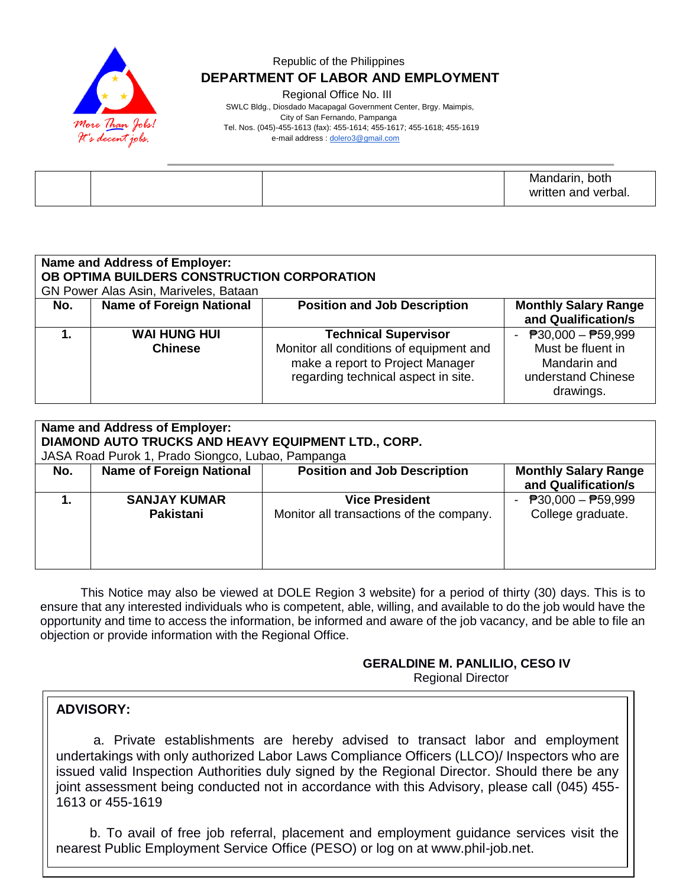Republic of the Philippines
**DEPARTMENT OF LABOR AND EMPLOYMENT**
Regional Office No. III
SWLC Bldg., Diosdado Macapagal Government Center, Brgy. Maimpis,
City of San Fernando, Pampanga
Tel. Nos. (045)-455-1613 (fax): 455-1614; 455-1617; 455-1618; 455-1619
e-mail address : dolero3@gmail.com

| | | | |
|---|---|---|---|
| | | | Mandarin, both written and verbal. |

| **Name and Address of Employer:**<br>**OB OPTIMA BUILDERS CONSTRUCTION CORPORATION**<br>GN Power Alas Asin, Mariveles, Bataan | | | |
|---|---|---|---|
| **No.** | **Name of Foreign National** | **Position and Job Description** | **Monthly Salary Range and Qualification/s** |
| **1.** | **WAI HUNG HUI**<br>**Chinese** | **Technical Supervisor**<br>Monitor all conditions of equipment and make a report to Project Manager regarding technical aspect in site. | - ₱30,000 – ₱59,999<br>Must be fluent in Mandarin and understand Chinese drawings. |

| **Name and Address of Employer:**<br>**DIAMOND AUTO TRUCKS AND HEAVY EQUIPMENT LTD., CORP.**<br>JASA Road Purok 1, Prado Siongco, Lubao, Pampanga | | | |
|---|---|---|---|
| **No.** | **Name of Foreign National** | **Position and Job Description** | **Monthly Salary Range and Qualification/s** |
| **1.** | **SANJAY KUMAR**<br>**Pakistani** | **Vice President**<br>Monitor all transactions of the company. | - ₱30,000 – ₱59,999<br>College graduate. |

This Notice may also be viewed at DOLE Region 3 website) for a period of thirty (30) days. This is to ensure that any interested individuals who is competent, able, willing, and available to do the job would have the opportunity and time to access the information, be informed and aware of the job vacancy, and be able to file an objection or provide information with the Regional Office.

**GERALDINE M. PANLILIO, CESO IV**
Regional Director

**ADVISORY:**

a. Private establishments are hereby advised to transact labor and employment undertakings with only authorized Labor Laws Compliance Officers (LLCO)/ Inspectors who are issued valid Inspection Authorities duly signed by the Regional Director. Should there be any joint assessment being conducted not in accordance with this Advisory, please call (045) 455-1613 or 455-1619

b. To avail of free job referral, placement and employment guidance services visit the nearest Public Employment Service Office (PESO) or log on at www.phil-job.net.